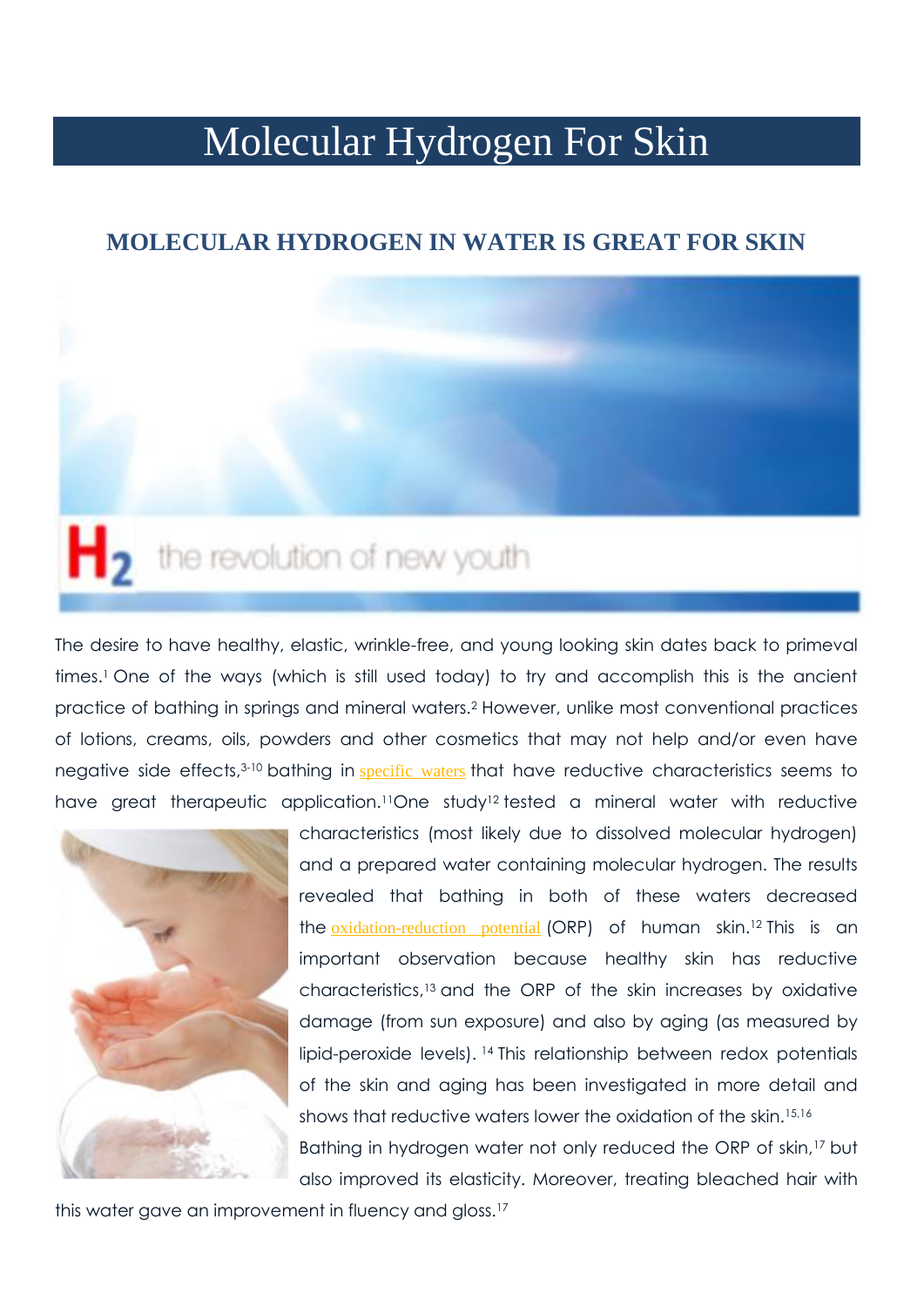# Molecular Hydrogen For Skin

## MOLECULAR HYDROGEN IN WATER IS GREAT FOR SKIN

The desire to have healthy, elastic, wrinkle-free, and young looking skin dates back to primeval times.[1] One of the ways (which is still used today) to try and accomplish this is the ancient practice of bathing in springs and mineral waters.[2] However, unlike most conventional practices of lotions, creams, oils, powders and other cosmetics that may not help and/or even have negative side effects,[3-10] bathing in specific waters that have reductive characteristics seems to have great therapeutic application.[11] One study[12] tested a mineral water with reductive characteristics (most likely due to dissolved molecular hydrogen) and a prepared water containing molecular hydrogen. The results revealed that bathing in both of these waters decreased the oxidation-reduction potential (ORP) of human skin.[12] This is an important observation because healthy skin has reductive characteristics,[13] and the ORP of the skin increases by oxidative damage (from sun exposure) and also by aging (as measured by lipid-peroxide levels). [14] This relationship between redox potentials of the skin and aging has been investigated in more detail and shows that reductive waters lower the oxidation of the skin.[15,16]

Bathing in hydrogen water not only reduced the ORP of skin,[17] but also improved its elasticity. Moreover, treating bleached hair with this water gave an improvement in fluency and gloss.[17]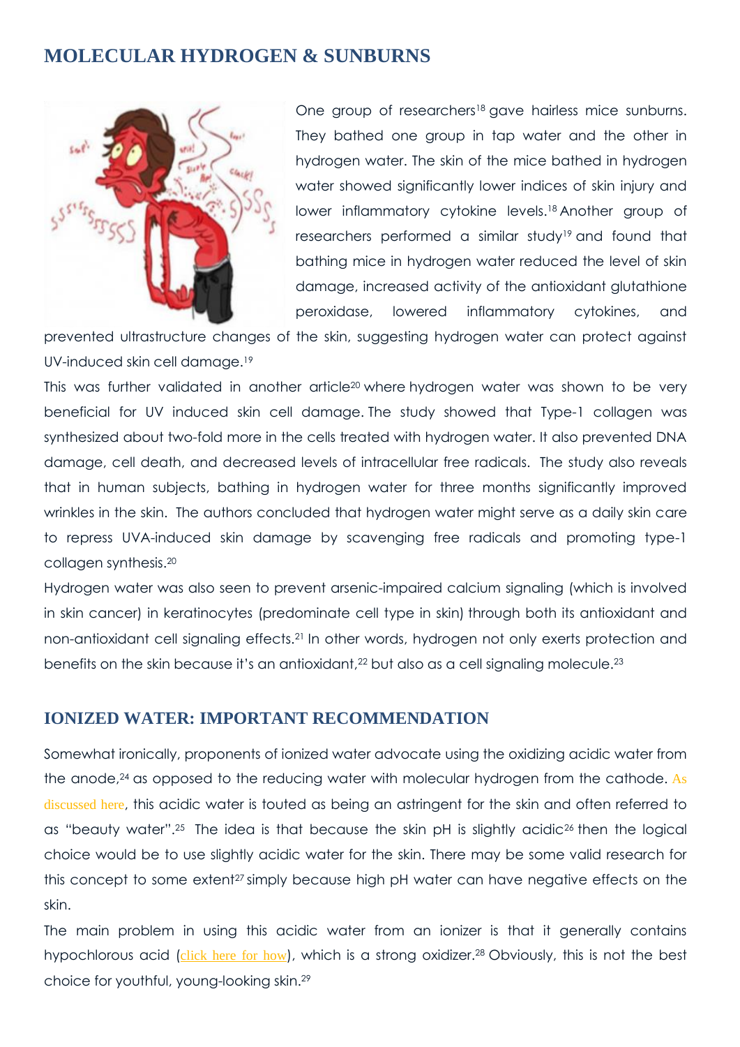## MOLECULAR HYDROGEN & SUNBURNS

One group of researchers[18] gave hairless mice sunburns. They bathed one group in tap water and the other in hydrogen water. The skin of the mice bathed in hydrogen water showed significantly lower indices of skin injury and lower inflammatory cytokine levels.[18] Another group of researchers performed a similar study[19] and found that bathing mice in hydrogen water reduced the level of skin damage, increased activity of the antioxidant glutathione peroxidase, lowered inflammatory cytokines, and prevented ultrastructure changes of the skin, suggesting hydrogen water can protect against UV-induced skin cell damage.[19]

This was further validated in another article[20] where hydrogen water was shown to be very beneficial for UV induced skin cell damage. The study showed that Type-1 collagen was synthesized about two-fold more in the cells treated with hydrogen water. It also prevented DNA damage, cell death, and decreased levels of intracellular free radicals. The study also reveals that in human subjects, bathing in hydrogen water for three months significantly improved wrinkles in the skin. The authors concluded that hydrogen water might serve as a daily skin care to repress UVA-induced skin damage by scavenging free radicals and promoting type-1 collagen synthesis.[20]

Hydrogen water was also seen to prevent arsenic-impaired calcium signaling (which is involved in skin cancer) in keratinocytes (predominate cell type in skin) through both its antioxidant and non-antioxidant cell signaling effects.[21] In other words, hydrogen not only exerts protection and benefits on the skin because it's an antioxidant,[22] but also as a cell signaling molecule.[23]

## IONIZED WATER: IMPORTANT RECOMMENDATION

Somewhat ironically, proponents of ionized water advocate using the oxidizing acidic water from the anode,[24] as opposed to the reducing water with molecular hydrogen from the cathode. As discussed here, this acidic water is touted as being an astringent for the skin and often referred to as "beauty water".[25] The idea is that because the skin pH is slightly acidic[26] then the logical choice would be to use slightly acidic water for the skin. There may be some valid research for this concept to some extent[27] simply because high pH water can have negative effects on the skin.

The main problem in using this acidic water from an ionizer is that it generally contains hypochlorous acid (click here for how), which is a strong oxidizer.[28] Obviously, this is not the best choice for youthful, young-looking skin.[29]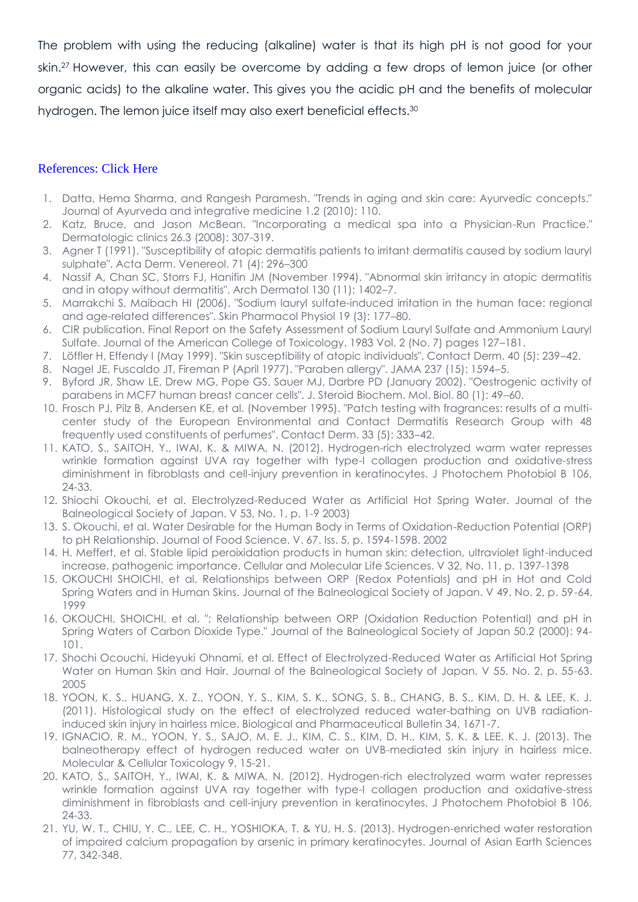The problem with using the reducing (alkaline) water is that its high pH is not good for your skin.[27] However, this can easily be overcome by adding a few drops of lemon juice (or other organic acids) to the alkaline water. This gives you the acidic pH and the benefits of molecular hydrogen. The lemon juice itself may also exert beneficial effects.[30]

References: Click Here

1. Datta, Hema Sharma, and Rangesh Paramesh. "Trends in aging and skin care: Ayurvedic concepts." Journal of Ayurveda and integrative medicine 1.2 (2010): 110.
2. Katz, Bruce, and Jason McBean. "Incorporating a medical spa into a Physician-Run Practice." Dermatologic clinics 26.3 (2008): 307-319.
3. Agner T (1991). "Susceptibility of atopic dermatitis patients to irritant dermatitis caused by sodium lauryl sulphate". Acta Derm. Venereol. 71 (4): 296–300
4. Nassif A, Chan SC, Storrs FJ, Hanifin JM (November 1994). "Abnormal skin irritancy in atopic dermatitis and in atopy without dermatitis". Arch Dermatol 130 (11): 1402–7.
5. Marrakchi S, Maibach HI (2006). "Sodium lauryl sulfate-induced irritation in the human face: regional and age-related differences". Skin Pharmacol Physiol 19 (3): 177–80.
6. CIR publication. Final Report on the Safety Assessment of Sodium Lauryl Sulfate and Ammonium Lauryl Sulfate. Journal of the American College of Toxicology. 1983 Vol. 2 (No. 7) pages 127–181.
7. Löffler H, Effendy I (May 1999). "Skin susceptibility of atopic individuals". Contact Derm. 40 (5): 239–42.
8. Nagel JE, Fuscaldo JT, Fireman P (April 1977). "Paraben allergy". JAMA 237 (15): 1594–5.
9. Byford JR, Shaw LE, Drew MG, Pope GS, Sauer MJ, Darbre PD (January 2002). "Oestrogenic activity of parabens in MCF7 human breast cancer cells". J. Steroid Biochem. Mol. Biol. 80 (1): 49–60.
10. Frosch PJ, Pilz B, Andersen KE, et al. (November 1995). "Patch testing with fragrances: results of a multi-center study of the European Environmental and Contact Dermatitis Research Group with 48 frequently used constituents of perfumes". Contact Derm. 33 (5): 333–42.
11. KATO, S., SAITOH, Y., IWAI, K. & MIWA, N. (2012). Hydrogen-rich electrolyzed warm water represses wrinkle formation against UVA ray together with type-I collagen production and oxidative-stress diminishment in fibroblasts and cell-injury prevention in keratinocytes. J Photochem Photobiol B 106, 24-33.
12. Shiochi Okouchi, et al. Electrolyzed-Reduced Water as Artificial Hot Spring Water. Journal of the Balneological Society of Japan. V 53, No. 1, p. 1-9 2003)
13. S. Okouchi, et al. Water Desirable for the Human Body in Terms of Oxidation-Reduction Potential (ORP) to pH Relationship. Journal of Food Science. V. 67. Iss. 5, p. 1594-1598. 2002
14. H. Meffert, et al. Stable lipid peroixidation products in human skin: detection, ultraviolet light-induced increase, pathogenic importance. Cellular and Molecular Life Sciences. V 32, No. 11, p. 1397-1398
15. OKOUCHI SHOICHI, et al. Relationships between ORP (Redox Potentials) and pH in Hot and Cold Spring Waters and in Human Skins. Journal of the Balneological Society of Japan. V 49. No. 2, p. 59-64. 1999
16. OKOUCHI, SHOICHI, et al. "; Relationship between ORP (Oxidation Reduction Potential) and pH in Spring Waters of Carbon Dioxide Type." Journal of the Balneological Society of Japan 50.2 (2000): 94-101.
17. Shochi Ocouchi, Hideyuki Ohnami, et al. Effect of Electrolyzed-Reduced Water as Artificial Hot Spring Water on Human Skin and Hair. Journal of the Balneological Society of Japan. V 55. No. 2, p. 55-63. 2005
18. YOON, K. S., HUANG, X. Z., YOON, Y. S., KIM, S. K., SONG, S. B., CHANG, B. S., KIM, D. H. & LEE, K. J. (2011). Histological study on the effect of electrolyzed reduced water-bathing on UVB radiation-induced skin injury in hairless mice. Biological and Pharmaceutical Bulletin 34, 1671-7.
19. IGNACIO, R. M., YOON, Y. S., SAJO, M. E. J., KIM, C. S., KIM, D. H., KIM, S. K. & LEE, K. J. (2013). The balneotherapy effect of hydrogen reduced water on UVB-mediated skin injury in hairless mice. Molecular & Cellular Toxicology 9, 15-21.
20. KATO, S., SAITOH, Y., IWAI, K. & MIWA, N. (2012). Hydrogen-rich electrolyzed warm water represses wrinkle formation against UVA ray together with type-I collagen production and oxidative-stress diminishment in fibroblasts and cell-injury prevention in keratinocytes. J Photochem Photobiol B 106, 24-33.
21. YU, W. T., CHIU, Y. C., LEE, C. H., YOSHIOKA, T. & YU, H. S. (2013). Hydrogen-enriched water restoration of impaired calcium propagation by arsenic in primary keratinocytes. Journal of Asian Earth Sciences 77, 342-348.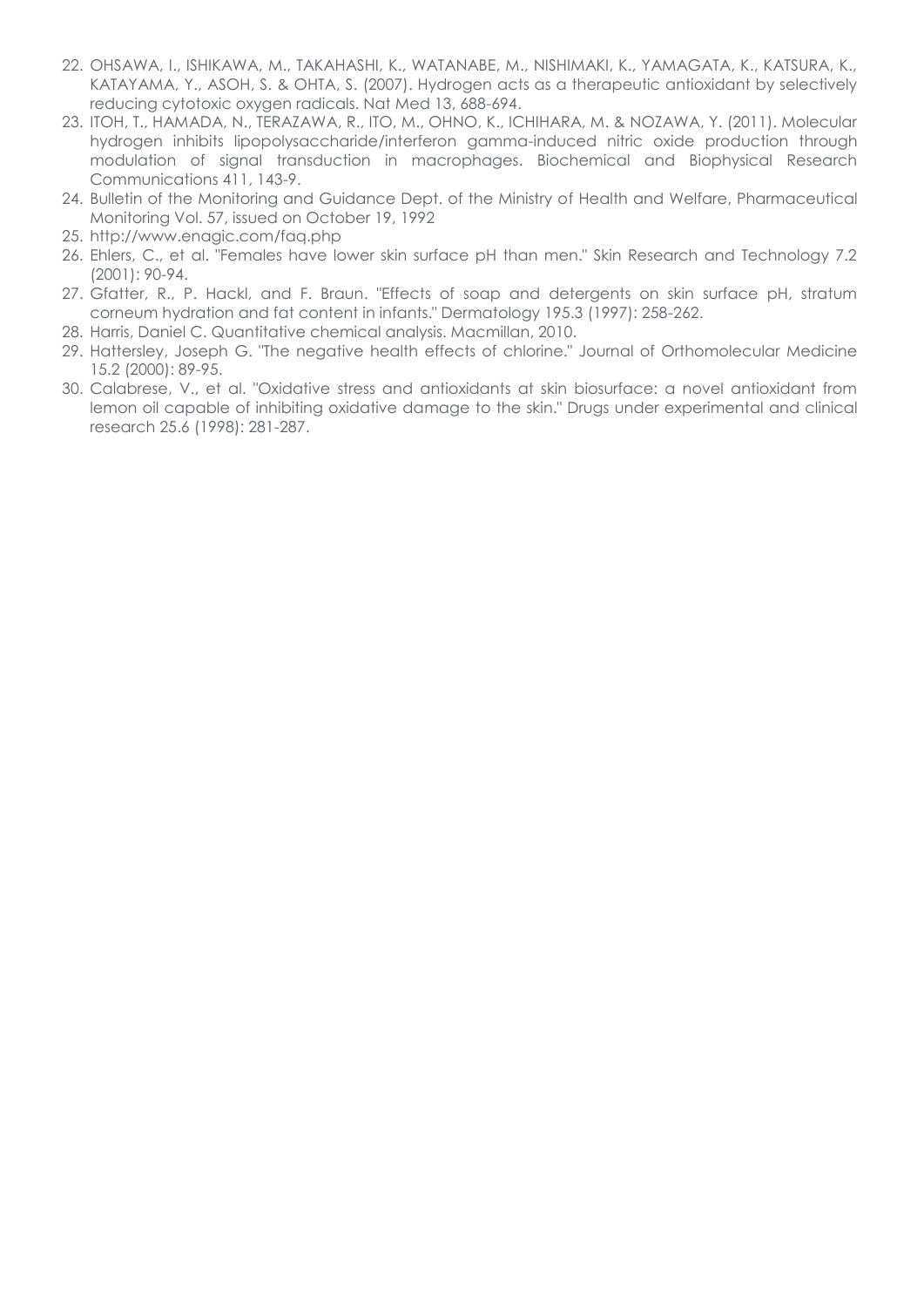22. OHSAWA, I., ISHIKAWA, M., TAKAHASHI, K., WATANABE, M., NISHIMAKI, K., YAMAGATA, K., KATSURA, K., KATAYAMA, Y., ASOH, S. & OHTA, S. (2007). Hydrogen acts as a therapeutic antioxidant by selectively reducing cytotoxic oxygen radicals. Nat Med 13, 688-694.
23. ITOH, T., HAMADA, N., TERAZAWA, R., ITO, M., OHNO, K., ICHIHARA, M. & NOZAWA, Y. (2011). Molecular hydrogen inhibits lipopolysaccharide/interferon gamma-induced nitric oxide production through modulation of signal transduction in macrophages. Biochemical and Biophysical Research Communications 411, 143-9.
24. Bulletin of the Monitoring and Guidance Dept. of the Ministry of Health and Welfare, Pharmaceutical Monitoring Vol. 57, issued on October 19, 1992
25. http://www.enagic.com/faq.php
26. Ehlers, C., et al. "Females have lower skin surface pH than men." Skin Research and Technology 7.2 (2001): 90-94.
27. Gfatter, R., P. Hackl, and F. Braun. "Effects of soap and detergents on skin surface pH, stratum corneum hydration and fat content in infants." Dermatology 195.3 (1997): 258-262.
28. Harris, Daniel C. Quantitative chemical analysis. Macmillan, 2010.
29. Hattersley, Joseph G. "The negative health effects of chlorine." Journal of Orthomolecular Medicine 15.2 (2000): 89-95.
30. Calabrese, V., et al. "Oxidative stress and antioxidants at skin biosurface: a novel antioxidant from lemon oil capable of inhibiting oxidative damage to the skin." Drugs under experimental and clinical research 25.6 (1998): 281-287.